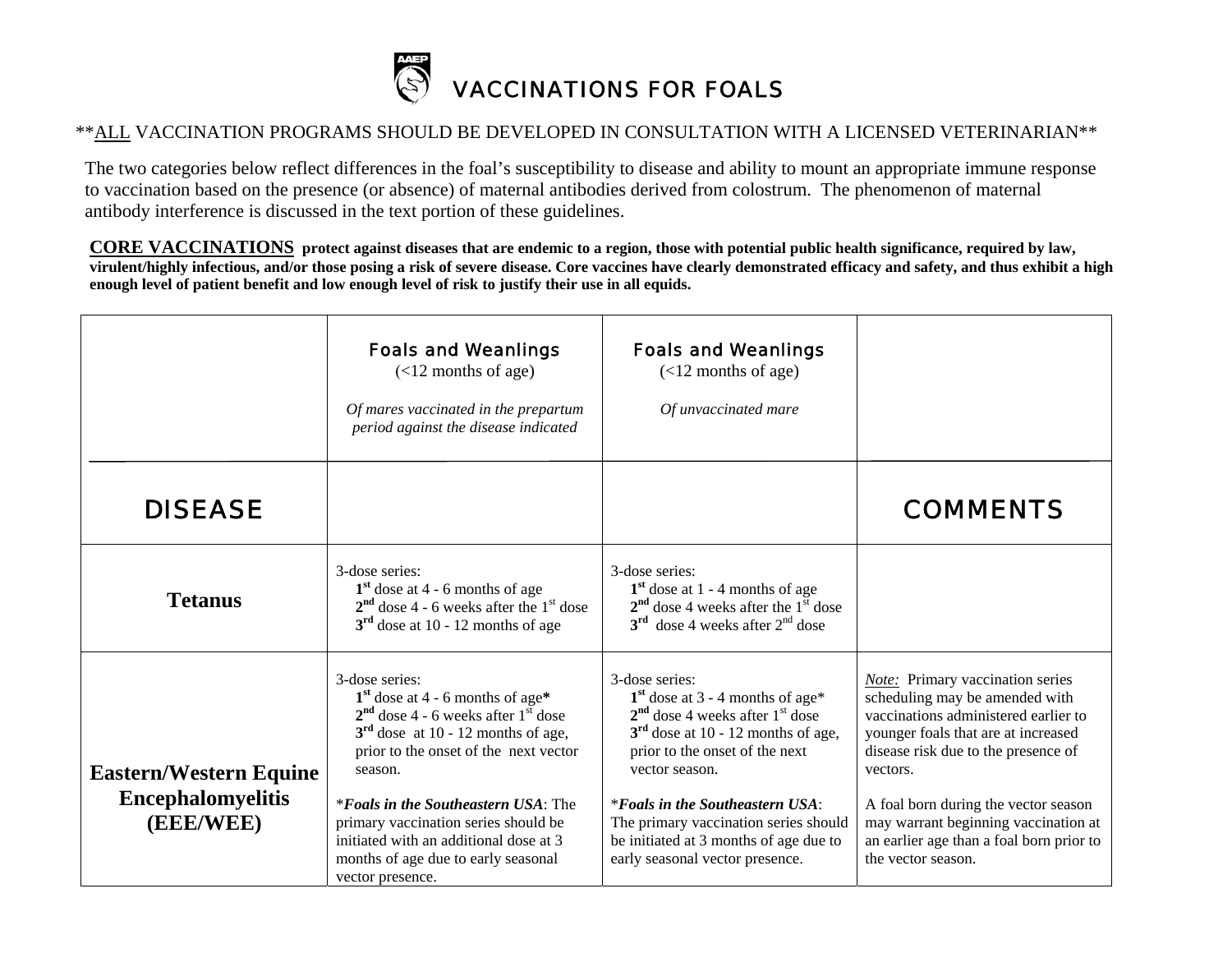# VACCINATIONS FOR FOALS

**ALL VACCINATION PROGRAMS SHOULD BE DEVELOPED IN CONSULTATION WITH A LICENSED VETERINARIAN**

The two categories below reflect differences in the foal's susceptibility to disease and ability to mount an appropriate immune response to vaccination based on the presence (or absence) of maternal antibodies derived from colostrum. The phenomenon of maternal antibody interference is discussed in the text portion of these guidelines.

**CORE VACCINATIONS** **protect against diseases that are endemic to a region, those with potential public health significance, required by law, virulent/highly infectious, and/or those posing a risk of severe disease. Core vaccines have clearly demonstrated efficacy and safety, and thus exhibit a high enough level of patient benefit and low enough level of risk to justify their use in all equids.**

| DISEASE | Foals and Weanlings (<12 months of age) *Of mares vaccinated in the prepartum period against the disease indicated* | Foals and Weanlings (<12 months of age) *Of unvaccinated mare* | COMMENTS |
|---|---|---|---|
| **Tetanus** | 3-dose series:<br>**1st** dose at 4 - 6 months of age<br>**2nd** dose 4 - 6 weeks after the 1st dose<br>**3rd** dose at 10 - 12 months of age | 3-dose series:<br>**1st** dose at 1 - 4 months of age<br>**2nd** dose 4 weeks after the 1st dose<br>**3rd** dose 4 weeks after 2nd dose | |
| **Eastern/Western Equine Encephalomyelitis (EEE/WEE)** | 3-dose series:<br>**1st** dose at 4 - 6 months of age**\***<br>**2nd** dose 4 - 6 weeks after 1st dose<br>**3rd** dose at 10 - 12 months of age, prior to the onset of the next vector season.<br><br>\****Foals in the Southeastern USA***: The primary vaccination series should be initiated with an additional dose at 3 months of age due to early seasonal vector presence. | 3-dose series:<br>**1st** dose at 3 - 4 months of age\*<br>**2nd** dose 4 weeks after 1st dose<br>**3rd** dose at 10 - 12 months of age, prior to the onset of the next vector season.<br><br>\****Foals in the Southeastern USA***: The primary vaccination series should be initiated at 3 months of age due to early seasonal vector presence. | *Note:* Primary vaccination series scheduling may be amended with vaccinations administered earlier to younger foals that are at increased disease risk due to the presence of vectors.<br><br>A foal born during the vector season may warrant beginning vaccination at an earlier age than a foal born prior to the vector season. |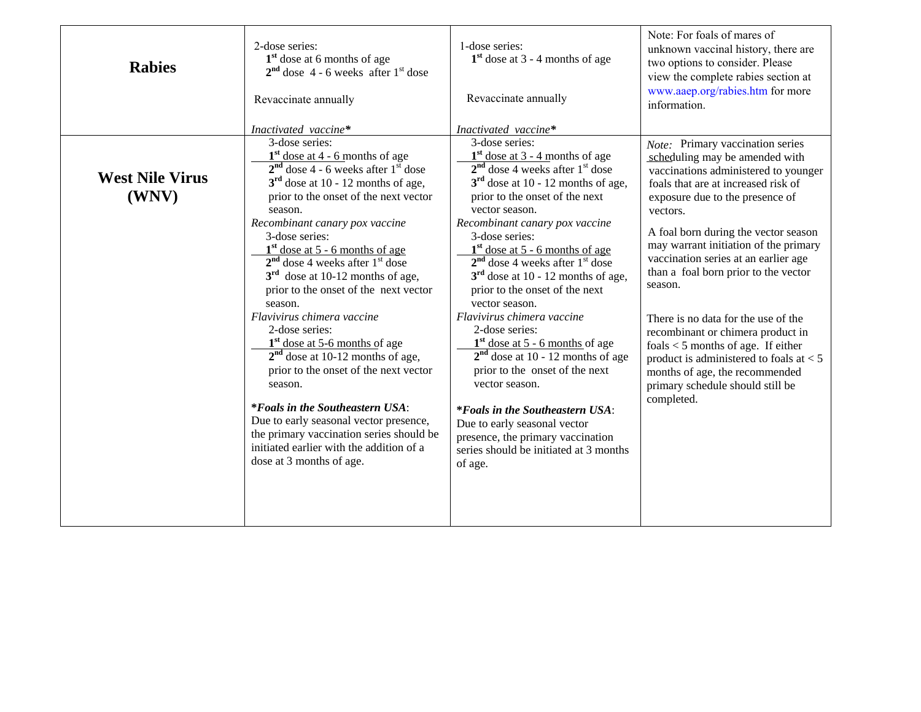| | | | |
|---|---|---|---|
| **Rabies** | 2-dose series:<br>1st dose at 6 months of age<br>2nd dose 4 - 6 weeks after 1st dose<br><br>Revaccinate annually<br><br>*Inactivated vaccine** | 1-dose series:<br>1st dose at 3 - 4 months of age<br><br>Revaccinate annually<br><br>*Inactivated vaccine** | Note: For foals of mares of unknown vaccinal history, there are two options to consider. Please view the complete rabies section at www.aaep.org/rabies.htm for more information. |
| **West Nile Virus (WNV)** | 3-dose series:<br>1st dose at 4 - 6 months of age<br>2nd dose 4 - 6 weeks after 1st dose<br>3rd dose at 10 - 12 months of age, prior to the onset of the next vector season.<br>*Recombinant canary pox vaccine*<br>3-dose series:<br>1st dose at 5 - 6 months of age<br>2nd dose 4 weeks after 1st dose<br>3rd dose at 10-12 months of age, prior to the onset of the next vector season.<br>*Flavivirus chimera vaccine*<br>2-dose series:<br>1st dose at 5-6 months of age<br>2nd dose at 10-12 months of age, prior to the onset of the next vector season.<br><br>***Foals in the Southeastern USA**:<br>Due to early seasonal vector presence, the primary vaccination series should be initiated earlier with the addition of a dose at 3 months of age. | 3-dose series:<br>1st dose at 3 - 4 months of age<br>2nd dose 4 weeks after 1st dose<br>3rd dose at 10 - 12 months of age, prior to the onset of the next vector season.<br>*Recombinant canary pox vaccine*<br>3-dose series:<br>1st dose at 5 - 6 months of age<br>2nd dose 4 weeks after 1st dose<br>3rd dose at 10 - 12 months of age, prior to the onset of the next vector season.<br>*Flavivirus chimera vaccine*<br>2-dose series:<br>1st dose at 5 - 6 months of age<br>2nd dose at 10 - 12 months of age prior to the onset of the next vector season.<br><br>***Foals in the Southeastern USA**:<br>Due to early seasonal vector presence, the primary vaccination series should be initiated at 3 months of age. | *Note:* Primary vaccination series scheduling may be amended with vaccinations administered to younger foals that are at increased risk of exposure due to the presence of vectors.<br><br>A foal born during the vector season may warrant initiation of the primary vaccination series at an earlier age than a foal born prior to the vector season.<br><br>There is no data for the use of the recombinant or chimera product in foals < 5 months of age. If either product is administered to foals at < 5 months of age, the recommended primary schedule should still be completed. |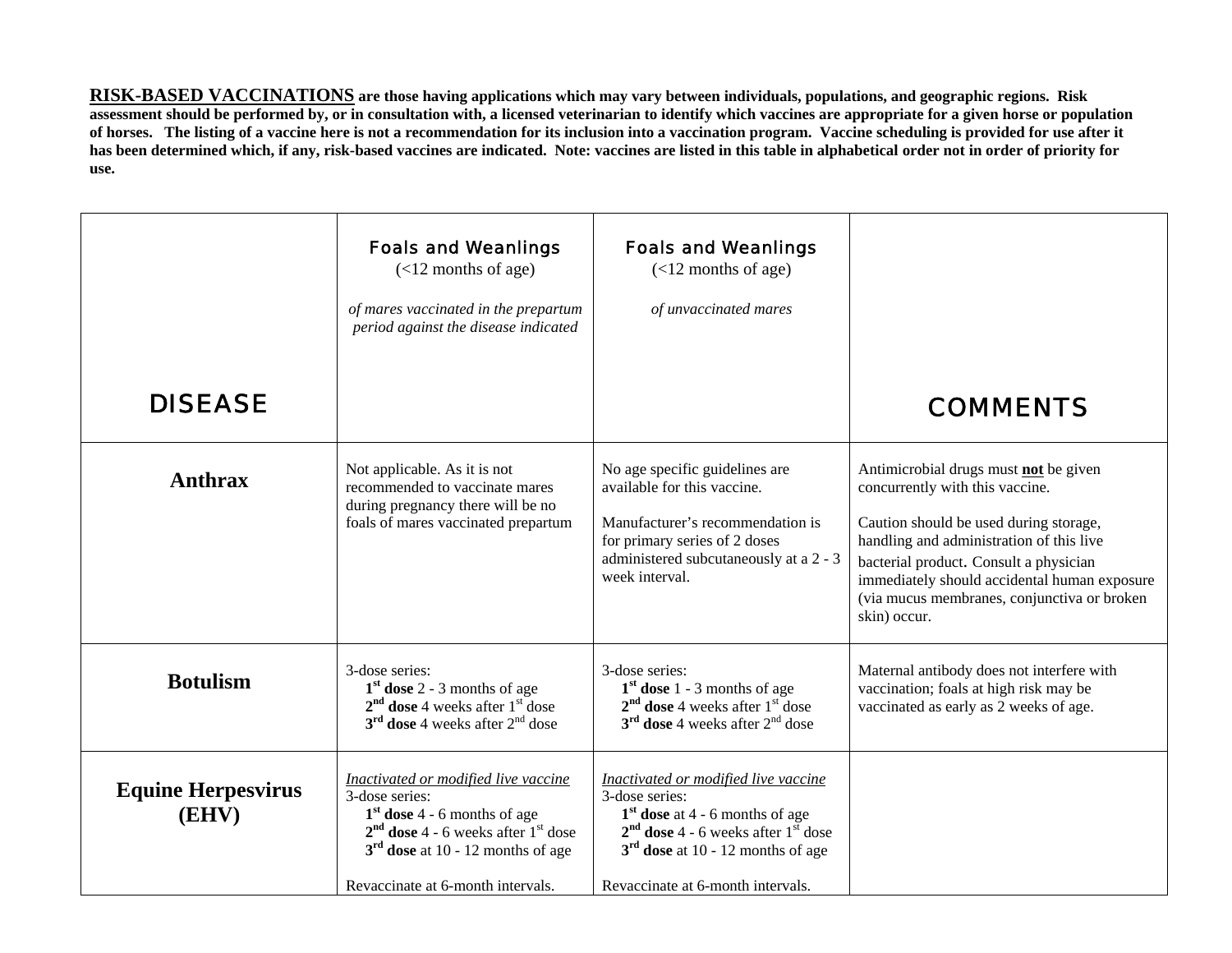**RISK-BASED VACCINATIONS are those having applications which may vary between individuals, populations, and geographic regions. Risk assessment should be performed by, or in consultation with, a licensed veterinarian to identify which vaccines are appropriate for a given horse or population of horses. The listing of a vaccine here is not a recommendation for its inclusion into a vaccination program. Vaccine scheduling is provided for use after it has been determined which, if any, risk-based vaccines are indicated. Note: vaccines are listed in this table in alphabetical order not in order of priority for use.**

| DISEASE | Foals and Weanlings (<12 months of age) *of mares vaccinated in the prepartum period against the disease indicated* | Foals and Weanlings (<12 months of age) *of unvaccinated mares* | COMMENTS |
|---|---|---|---|
| **Anthrax** | Not applicable. As it is not recommended to vaccinate mares during pregnancy there will be no foals of mares vaccinated prepartum | No age specific guidelines are available for this vaccine.<br><br>Manufacturer's recommendation is for primary series of 2 doses administered subcutaneously at a 2 - 3 week interval. | Antimicrobial drugs must **not** be given concurrently with this vaccine.<br><br>Caution should be used during storage, handling and administration of this live bacterial product. Consult a physician immediately should accidental human exposure (via mucus membranes, conjunctiva or broken skin) occur. |
| **Botulism** | 3-dose series:<br>**1st dose** 2 - 3 months of age<br>**2nd dose** 4 weeks after 1st dose<br>**3rd dose** 4 weeks after 2nd dose | 3-dose series:<br>**1st dose** 1 - 3 months of age<br>**2nd dose** 4 weeks after 1st dose<br>**3rd dose** 4 weeks after 2nd dose | Maternal antibody does not interfere with vaccination; foals at high risk may be vaccinated as early as 2 weeks of age. |
| **Equine Herpesvirus (EHV)** | *Inactivated or modified live vaccine*<br>3-dose series:<br>**1st dose** 4 - 6 months of age<br>**2nd dose** 4 - 6 weeks after 1st dose<br>**3rd dose** at 10 - 12 months of age<br><br>Revaccinate at 6-month intervals. | *Inactivated or modified live vaccine*<br>3-dose series:<br>**1st dose** at 4 - 6 months of age<br>**2nd dose** 4 - 6 weeks after 1st dose<br>**3rd dose** at 10 - 12 months of age<br><br>Revaccinate at 6-month intervals. | |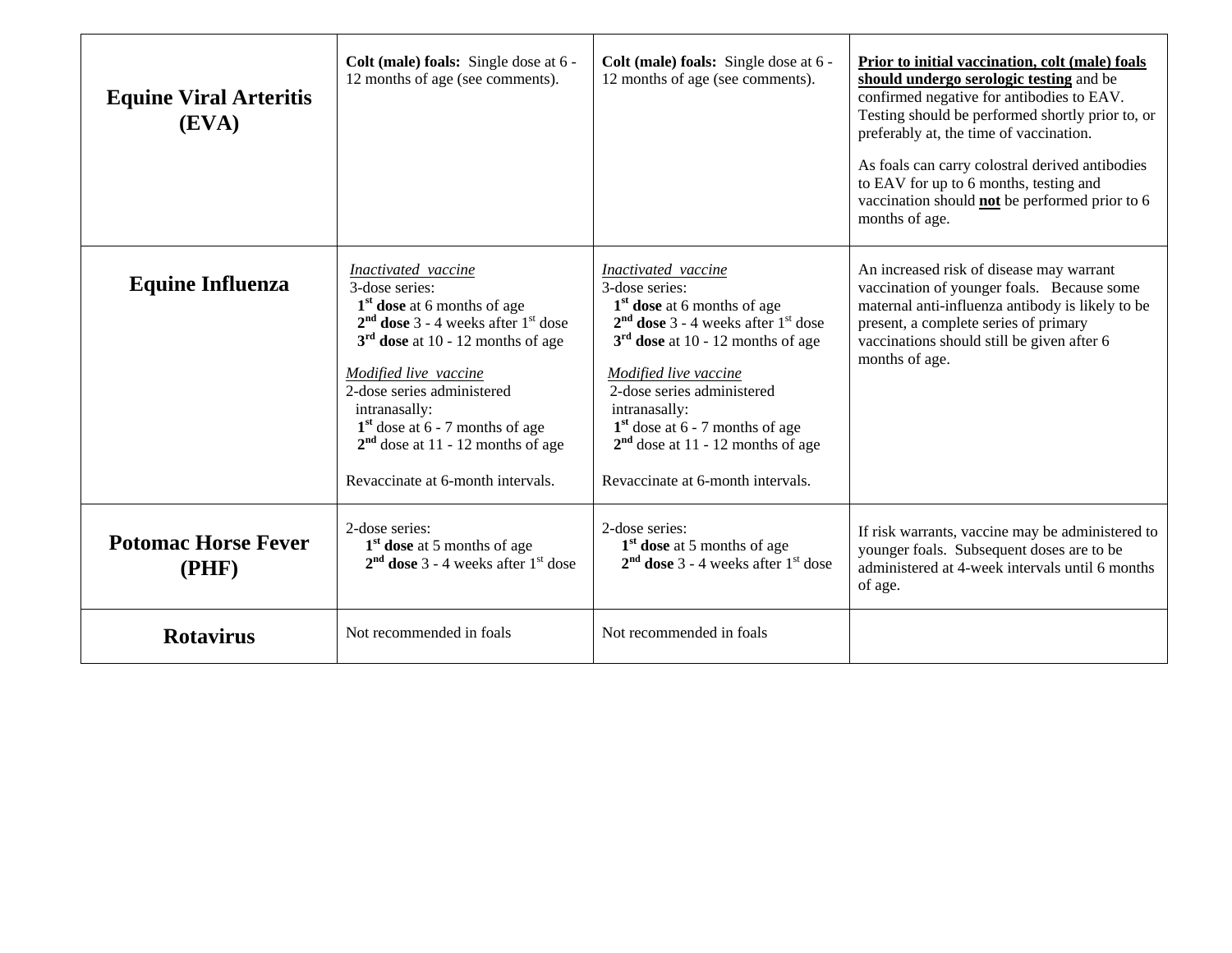| | | | |
|---|---|---|---|
| **Equine Viral Arteritis (EVA)** | **Colt (male) foals:** Single dose at 6 - 12 months of age (see comments). | **Colt (male) foals:** Single dose at 6 - 12 months of age (see comments). | **Prior to initial vaccination, colt (male) foals should undergo serologic testing** and be confirmed negative for antibodies to EAV. Testing should be performed shortly prior to, or preferably at, the time of vaccination.<br><br>As foals can carry colostral derived antibodies to EAV for up to 6 months, testing and vaccination should **not** be performed prior to 6 months of age. |
| **Equine Influenza** | *Inactivated vaccine*<br>3-dose series:<br>**1st dose** at 6 months of age<br>**2nd dose** 3 - 4 weeks after 1st dose<br>**3rd dose** at 10 - 12 months of age<br><br>*Modified live vaccine*<br>2-dose series administered intranasally:<br>1st dose at 6 - 7 months of age<br>2nd dose at 11 - 12 months of age<br><br>Revaccinate at 6-month intervals. | *Inactivated vaccine*<br>3-dose series:<br>**1st dose** at 6 months of age<br>**2nd dose** 3 - 4 weeks after 1st dose<br>**3rd dose** at 10 - 12 months of age<br><br>*Modified live vaccine*<br>2-dose series administered intranasally:<br>1st dose at 6 - 7 months of age<br>2nd dose at 11 - 12 months of age<br><br>Revaccinate at 6-month intervals. | An increased risk of disease may warrant vaccination of younger foals. Because some maternal anti-influenza antibody is likely to be present, a complete series of primary vaccinations should still be given after 6 months of age. |
| **Potomac Horse Fever (PHF)** | 2-dose series:<br>**1st dose** at 5 months of age<br>**2nd dose** 3 - 4 weeks after 1st dose | 2-dose series:<br>**1st dose** at 5 months of age<br>**2nd dose** 3 - 4 weeks after 1st dose | If risk warrants, vaccine may be administered to younger foals. Subsequent doses are to be administered at 4-week intervals until 6 months of age. |
| **Rotavirus** | Not recommended in foals | Not recommended in foals | |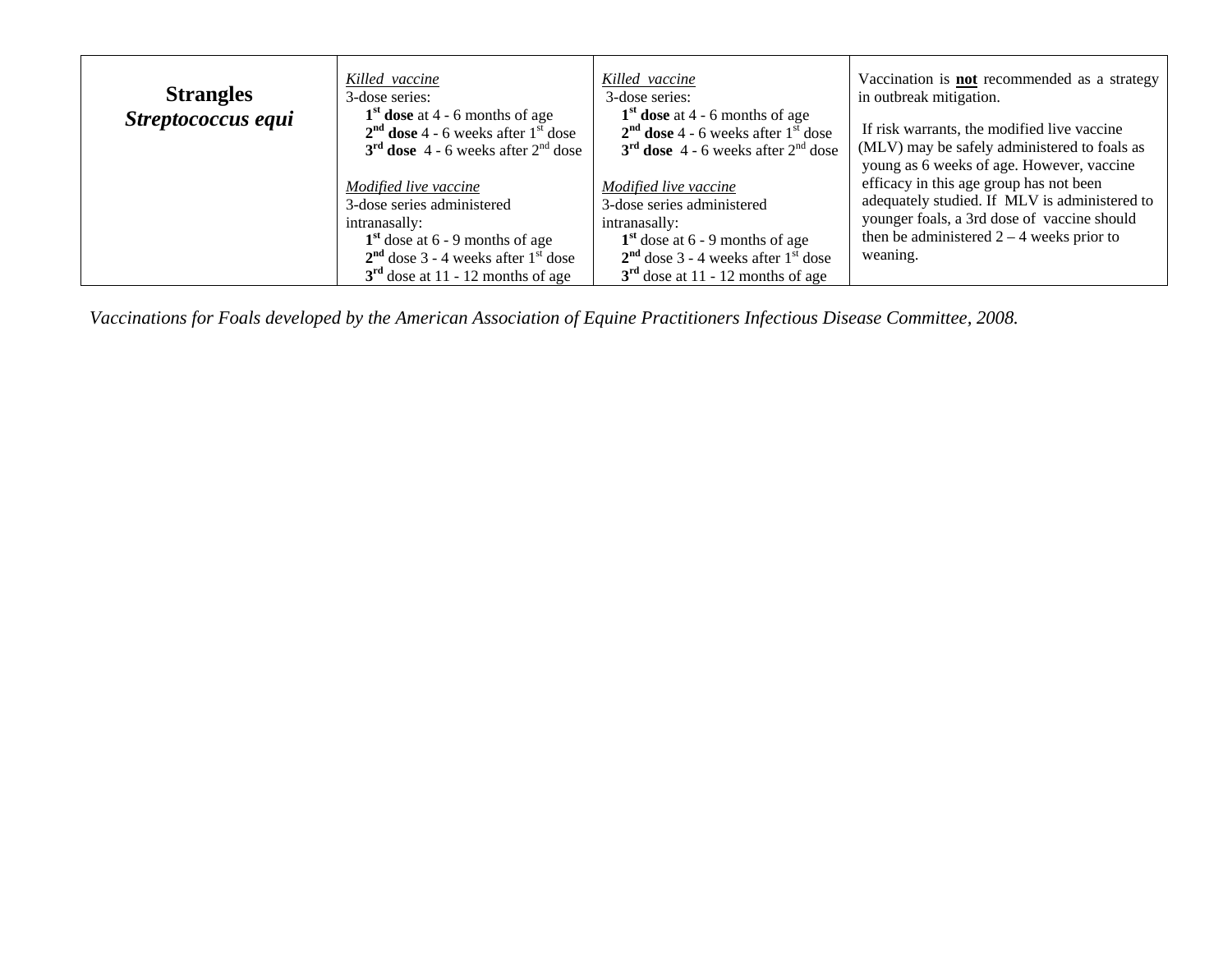| | | | |
|---|---|---|---|
| **Strangles** ***Streptococcus equi*** | *Killed vaccine*<br>3-dose series:<br>**1st dose** at 4 - 6 months of age<br>**2nd dose** 4 - 6 weeks after 1st dose<br>**3rd dose** 4 - 6 weeks after 2nd dose<br><br>*Modified live vaccine*<br>3-dose series administered intranasally:<br>**1st** dose at 6 - 9 months of age<br>**2nd** dose 3 - 4 weeks after 1st dose<br>**3rd** dose at 11 - 12 months of age | *Killed vaccine*<br>3-dose series:<br>**1st dose** at 4 - 6 months of age<br>**2nd dose** 4 - 6 weeks after 1st dose<br>**3rd dose** 4 - 6 weeks after 2nd dose<br><br>*Modified live vaccine*<br>3-dose series administered intranasally:<br>**1st** dose at 6 - 9 months of age<br>**2nd** dose 3 - 4 weeks after 1st dose<br>**3rd** dose at 11 - 12 months of age | Vaccination is **not** recommended as a strategy in outbreak mitigation.<br><br>If risk warrants, the modified live vaccine (MLV) may be safely administered to foals as young as 6 weeks of age. However, vaccine efficacy in this age group has not been adequately studied. If MLV is administered to younger foals, a 3rd dose of vaccine should then be administered 2 – 4 weeks prior to weaning. |

*Vaccinations for Foals developed by the American Association of Equine Practitioners Infectious Disease Committee, 2008.*